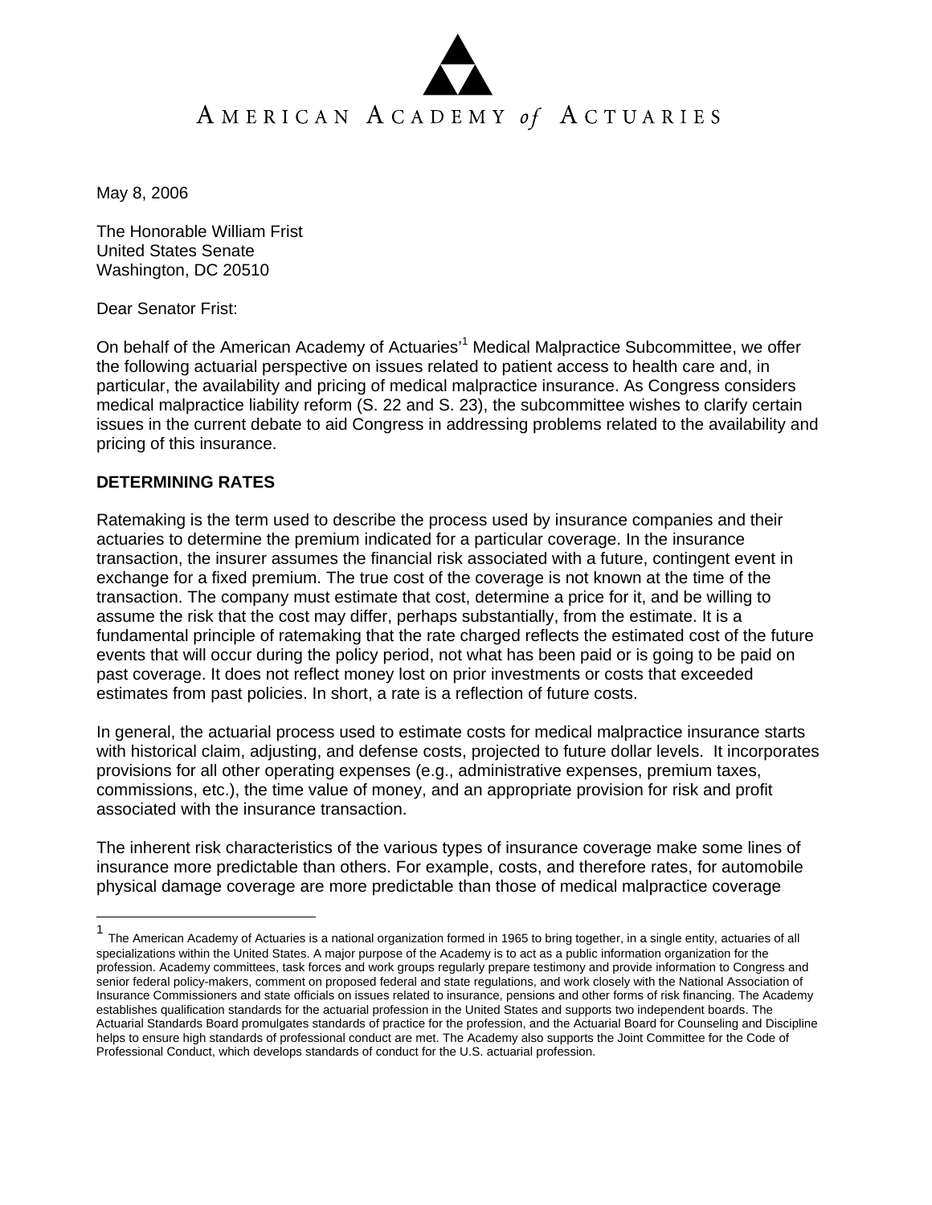AMERICAN ACADEMY *of* ACTUARIES

May 8, 2006

The Honorable William Frist
United States Senate
Washington, DC 20510

Dear Senator Frist:

On behalf of the American Academy of Actuaries'[1] Medical Malpractice Subcommittee, we offer the following actuarial perspective on issues related to patient access to health care and, in particular, the availability and pricing of medical malpractice insurance. As Congress considers medical malpractice liability reform (S. 22 and S. 23), the subcommittee wishes to clarify certain issues in the current debate to aid Congress in addressing problems related to the availability and pricing of this insurance.

**DETERMINING RATES**

Ratemaking is the term used to describe the process used by insurance companies and their actuaries to determine the premium indicated for a particular coverage. In the insurance transaction, the insurer assumes the financial risk associated with a future, contingent event in exchange for a fixed premium. The true cost of the coverage is not known at the time of the transaction. The company must estimate that cost, determine a price for it, and be willing to assume the risk that the cost may differ, perhaps substantially, from the estimate. It is a fundamental principle of ratemaking that the rate charged reflects the estimated cost of the future events that will occur during the policy period, not what has been paid or is going to be paid on past coverage. It does not reflect money lost on prior investments or costs that exceeded estimates from past policies. In short, a rate is a reflection of future costs.

In general, the actuarial process used to estimate costs for medical malpractice insurance starts with historical claim, adjusting, and defense costs, projected to future dollar levels. It incorporates provisions for all other operating expenses (e.g., administrative expenses, premium taxes, commissions, etc.), the time value of money, and an appropriate provision for risk and profit associated with the insurance transaction.

The inherent risk characteristics of the various types of insurance coverage make some lines of insurance more predictable than others. For example, costs, and therefore rates, for automobile physical damage coverage are more predictable than those of medical malpractice coverage

[1] The American Academy of Actuaries is a national organization formed in 1965 to bring together, in a single entity, actuaries of all specializations within the United States. A major purpose of the Academy is to act as a public information organization for the profession. Academy committees, task forces and work groups regularly prepare testimony and provide information to Congress and senior federal policy-makers, comment on proposed federal and state regulations, and work closely with the National Association of Insurance Commissioners and state officials on issues related to insurance, pensions and other forms of risk financing. The Academy establishes qualification standards for the actuarial profession in the United States and supports two independent boards. The Actuarial Standards Board promulgates standards of practice for the profession, and the Actuarial Board for Counseling and Discipline helps to ensure high standards of professional conduct are met. The Academy also supports the Joint Committee for the Code of Professional Conduct, which develops standards of conduct for the U.S. actuarial profession.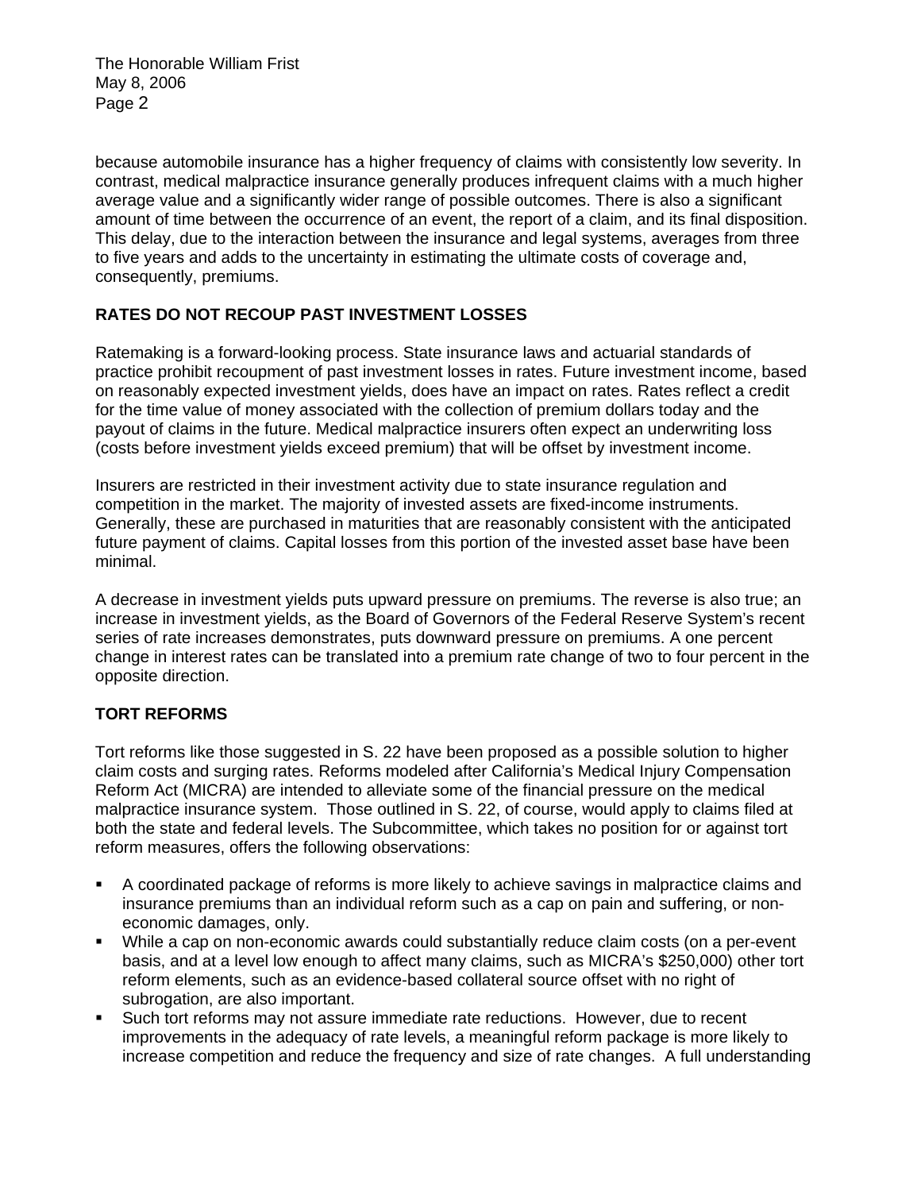because automobile insurance has a higher frequency of claims with consistently low severity. In contrast, medical malpractice insurance generally produces infrequent claims with a much higher average value and a significantly wider range of possible outcomes. There is also a significant amount of time between the occurrence of an event, the report of a claim, and its final disposition. This delay, due to the interaction between the insurance and legal systems, averages from three to five years and adds to the uncertainty in estimating the ultimate costs of coverage and, consequently, premiums.

## RATES DO NOT RECOUP PAST INVESTMENT LOSSES

Ratemaking is a forward-looking process. State insurance laws and actuarial standards of practice prohibit recoupment of past investment losses in rates. Future investment income, based on reasonably expected investment yields, does have an impact on rates. Rates reflect a credit for the time value of money associated with the collection of premium dollars today and the payout of claims in the future. Medical malpractice insurers often expect an underwriting loss (costs before investment yields exceed premium) that will be offset by investment income.

Insurers are restricted in their investment activity due to state insurance regulation and competition in the market. The majority of invested assets are fixed-income instruments. Generally, these are purchased in maturities that are reasonably consistent with the anticipated future payment of claims. Capital losses from this portion of the invested asset base have been minimal.

A decrease in investment yields puts upward pressure on premiums. The reverse is also true; an increase in investment yields, as the Board of Governors of the Federal Reserve System's recent series of rate increases demonstrates, puts downward pressure on premiums. A one percent change in interest rates can be translated into a premium rate change of two to four percent in the opposite direction.

## TORT REFORMS

Tort reforms like those suggested in S. 22 have been proposed as a possible solution to higher claim costs and surging rates. Reforms modeled after California's Medical Injury Compensation Reform Act (MICRA) are intended to alleviate some of the financial pressure on the medical malpractice insurance system. Those outlined in S. 22, of course, would apply to claims filed at both the state and federal levels. The Subcommittee, which takes no position for or against tort reform measures, offers the following observations:

- A coordinated package of reforms is more likely to achieve savings in malpractice claims and insurance premiums than an individual reform such as a cap on pain and suffering, or non-economic damages, only.
- While a cap on non-economic awards could substantially reduce claim costs (on a per-event basis, and at a level low enough to affect many claims, such as MICRA's $250,000) other tort reform elements, such as an evidence-based collateral source offset with no right of subrogation, are also important.
- Such tort reforms may not assure immediate rate reductions. However, due to recent improvements in the adequacy of rate levels, a meaningful reform package is more likely to increase competition and reduce the frequency and size of rate changes. A full understanding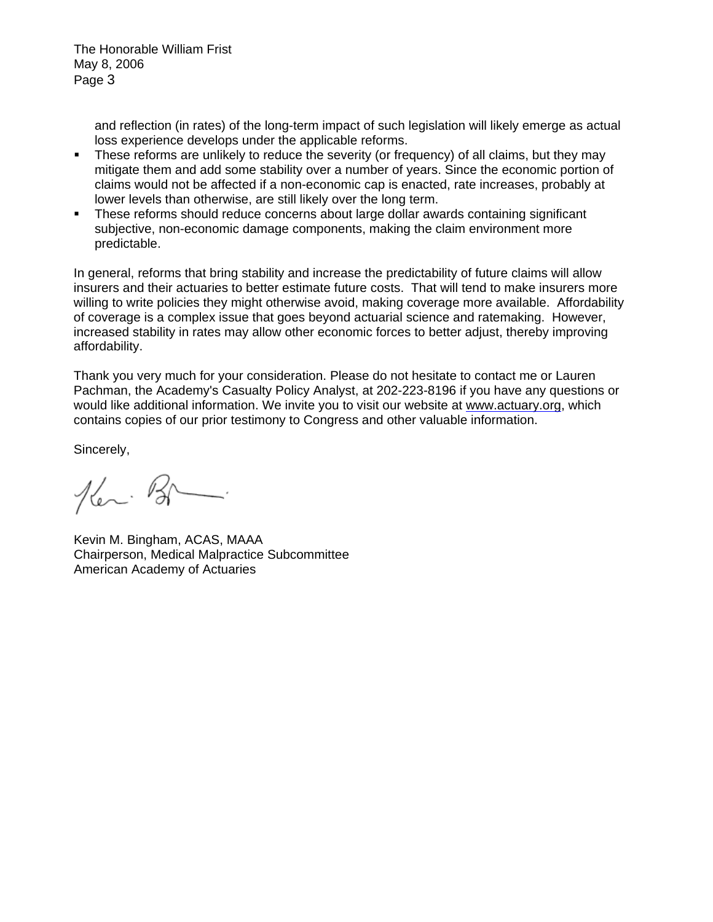and reflection (in rates) of the long-term impact of such legislation will likely emerge as actual loss experience develops under the applicable reforms.

- These reforms are unlikely to reduce the severity (or frequency) of all claims, but they may mitigate them and add some stability over a number of years. Since the economic portion of claims would not be affected if a non-economic cap is enacted, rate increases, probably at lower levels than otherwise, are still likely over the long term.
- These reforms should reduce concerns about large dollar awards containing significant subjective, non-economic damage components, making the claim environment more predictable.

In general, reforms that bring stability and increase the predictability of future claims will allow insurers and their actuaries to better estimate future costs. That will tend to make insurers more willing to write policies they might otherwise avoid, making coverage more available. Affordability of coverage is a complex issue that goes beyond actuarial science and ratemaking. However, increased stability in rates may allow other economic forces to better adjust, thereby improving affordability.

Thank you very much for your consideration. Please do not hesitate to contact me or Lauren Pachman, the Academy's Casualty Policy Analyst, at 202-223-8196 if you have any questions or would like additional information. We invite you to visit our website at www.actuary.org, which contains copies of our prior testimony to Congress and other valuable information.

Sincerely,

Kevin M. Bingham, ACAS, MAAA
Chairperson, Medical Malpractice Subcommittee
American Academy of Actuaries